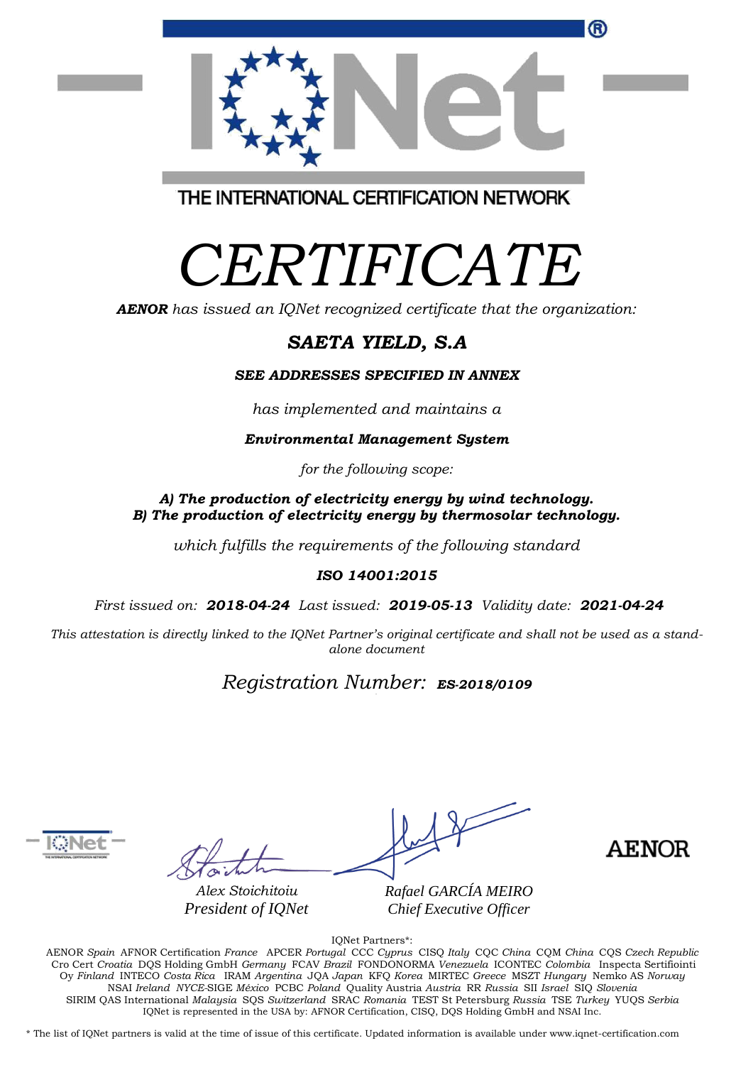THE INTERNATIONAL CERTIFICATION NETWORK

# CERTIFICATE

***AENOR*** *has issued an IQNet recognized certificate that the organization:*

## *SAETA YIELD, S.A*

***SEE ADDRESSES SPECIFIED IN ANNEX***

*has implemented and maintains a*

***Environmental Management System***

*for the following scope:*

***A) The production of electricity energy by wind technology.***
***B) The production of electricity energy by thermosolar technology.***

*which fulfills the requirements of the following standard*

***ISO 14001:2015***

*First issued on:* ***2018-04-24*** *Last issued:* ***2019-05-13*** *Validity date:* ***2021-04-24***

*This attestation is directly linked to the IQNet Partner's original certificate and shall not be used as a stand-alone document*

*Registration Number:* ***ES-2018/0109***

AENOR

*Alex Stoichitoiu*
*President of IQNet*

*Rafael GARCÍA MEIRO*
*Chief Executive Officer*

IQNet Partners*:

AENOR *Spain* AFNOR Certification *France* APCER *Portugal* CCC *Cyprus* CISQ *Italy* CQC *China* CQM *China* CQS *Czech Republic* Cro Cert *Croatia* DQS Holding GmbH *Germany* FCAV *Brazil* FONDONORMA *Venezuela* ICONTEC *Colombia* Inspecta Sertifiointi Oy *Finland* INTECO *Costa Rica* IRAM *Argentina* JQA *Japan* KFQ *Korea* MIRTEC *Greece* MSZT *Hungary* Nemko AS *Norway* NSAI *Ireland* *NYCE*-SIGE *México* PCBC *Poland* Quality Austria *Austria* RR *Russia* SII *Israel* SIQ *Slovenia* SIRIM QAS International *Malaysia* SQS *Switzerland* SRAC *Romania* TEST St Petersburg *Russia* TSE *Turkey* YUQS *Serbia*
IQNet is represented in the USA by: AFNOR Certification, CISQ, DQS Holding GmbH and NSAI Inc.

\* The list of IQNet partners is valid at the time of issue of this certificate. Updated information is available under www.iqnet-certification.com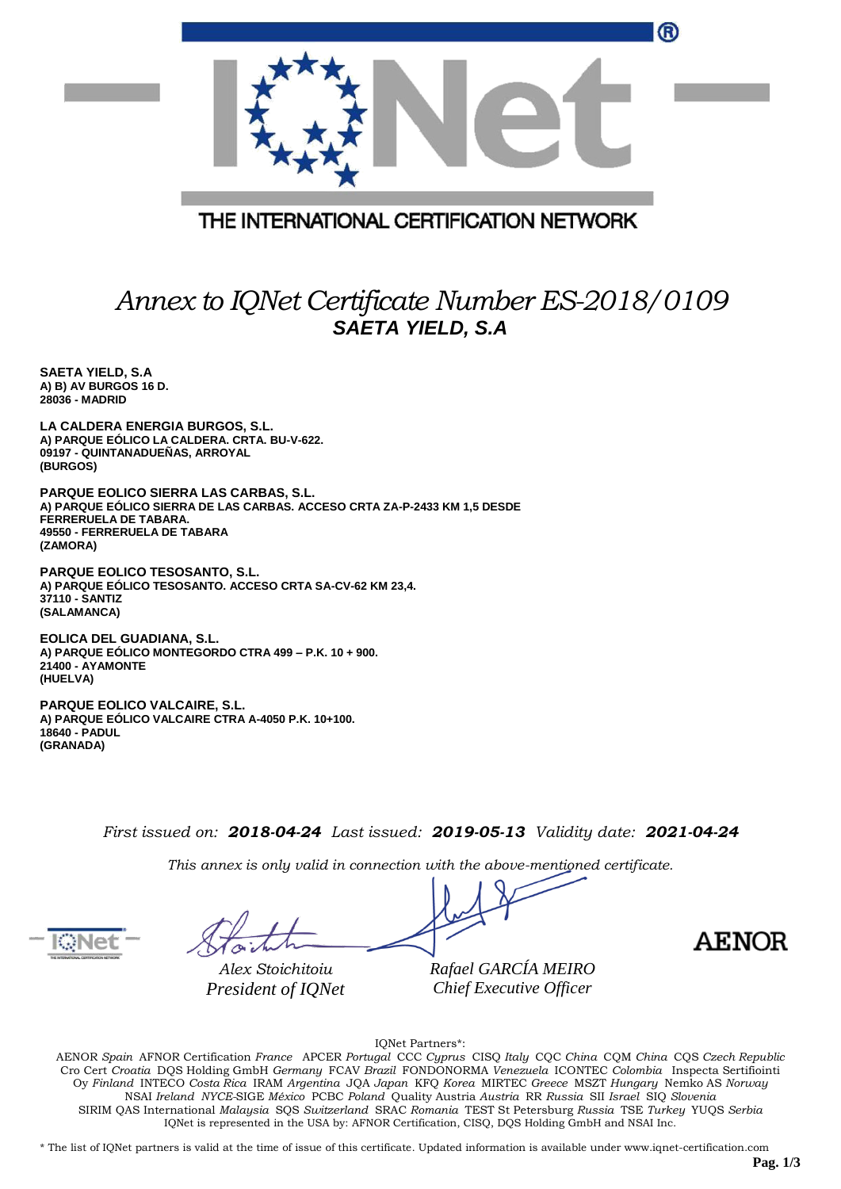THE INTERNATIONAL CERTIFICATION NETWORK

# *Annex to IQNet Certificate Number ES-2018/0109*

## SAETA YIELD, S.A

**SAETA YIELD, S.A**
**A) B) AV BURGOS 16 D.**
**28036 - MADRID**

**LA CALDERA ENERGIA BURGOS, S.L.**
**A) PARQUE EÓLICO LA CALDERA. CRTA. BU-V-622.**
**09197 - QUINTANADUEÑAS, ARROYAL**
**(BURGOS)**

**PARQUE EOLICO SIERRA LAS CARBAS, S.L.**
**A) PARQUE EÓLICO SIERRA DE LAS CARBAS. ACCESO CRTA ZA-P-2433 KM 1,5 DESDE FERRERUELA DE TABARA.**
**49550 - FERRERUELA DE TABARA**
**(ZAMORA)**

**PARQUE EOLICO TESOSANTO, S.L.**
**A) PARQUE EÓLICO TESOSANTO. ACCESO CRTA SA-CV-62 KM 23,4.**
**37110 - SANTIZ**
**(SALAMANCA)**

**EOLICA DEL GUADIANA, S.L.**
**A) PARQUE EÓLICO MONTEGORDO CTRA 499 – P.K. 10 + 900.**
**21400 - AYAMONTE**
**(HUELVA)**

**PARQUE EOLICO VALCAIRE, S.L.**
**A) PARQUE EÓLICO VALCAIRE CTRA A-4050 P.K. 10+100.**
**18640 - PADUL**
**(GRANADA)**

*First issued on:* ***2018-04-24*** *Last issued:* ***2019-05-13*** *Validity date:* ***2021-04-24***

*This annex is only valid in connection with the above-mentioned certificate.*

*Alex Stoichitoiu*
*President of IQNet*

*Rafael GARCÍA MEIRO*
*Chief Executive Officer*

AENOR

IQNet Partners*:

AENOR *Spain* AFNOR Certification *France* APCER *Portugal* CCC *Cyprus* CISQ *Italy* CQC *China* CQM *China* CQS *Czech Republic* Cro Cert *Croatia* DQS Holding GmbH *Germany* FCAV *Brazil* FONDONORMA *Venezuela* ICONTEC *Colombia* Inspecta Sertifiointi Oy *Finland* INTECO *Costa Rica* IRAM *Argentina* JQA *Japan* KFQ *Korea* MIRTEC *Greece* MSZT *Hungary* Nemko AS *Norway* NSAI *Ireland* *NYCE*-SIGE *México* PCBC *Poland* Quality Austria *Austria* RR *Russia* SII *Israel* SIQ *Slovenia* SIRIM QAS International *Malaysia* SQS *Switzerland* SRAC *Romania* TEST St Petersburg *Russia* TSE *Turkey* YUQS *Serbia* IQNet is represented in the USA by: AFNOR Certification, CISQ, DQS Holding GmbH and NSAI Inc.

\* The list of IQNet partners is valid at the time of issue of this certificate. Updated information is available under www.iqnet-certification.com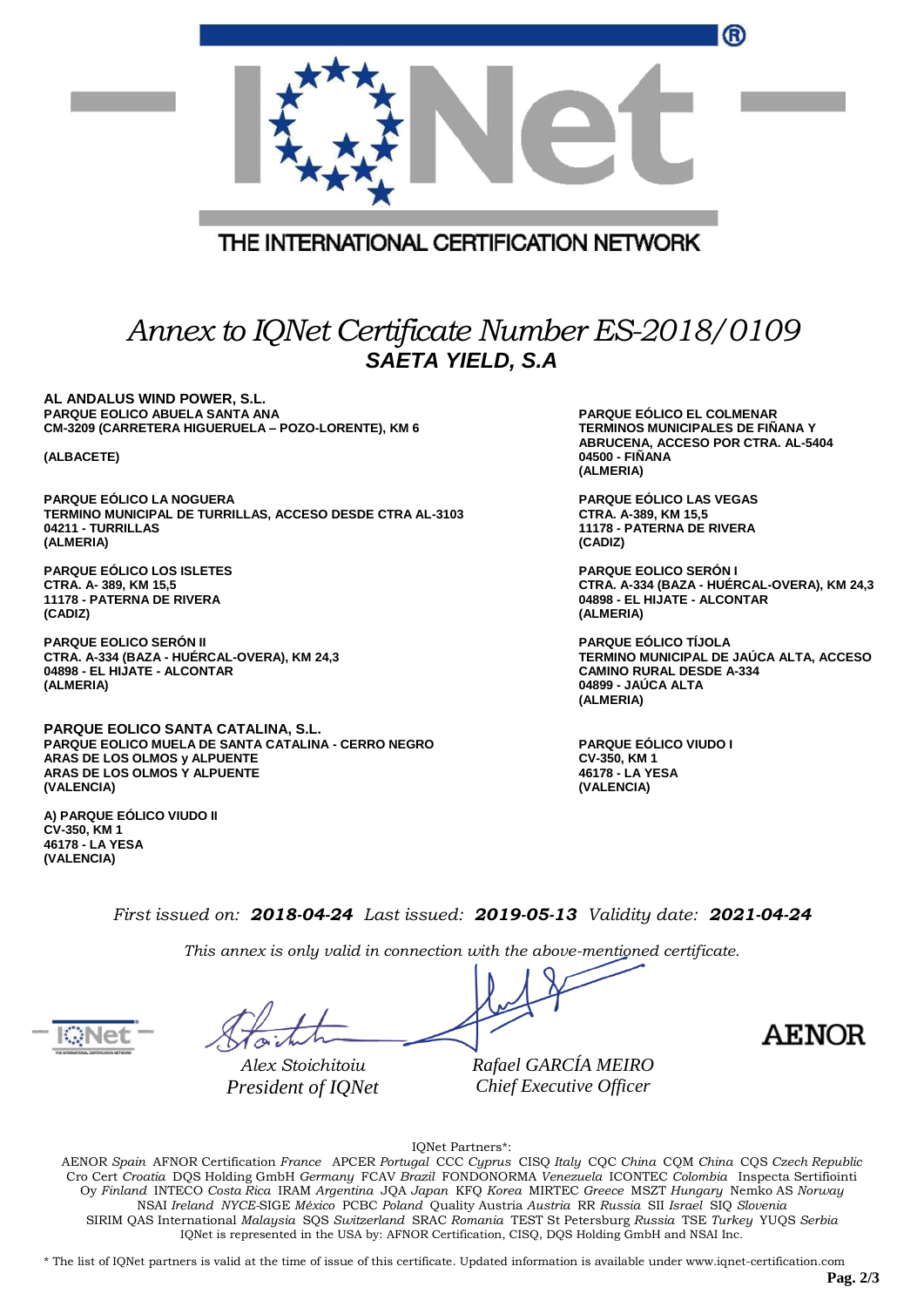THE INTERNATIONAL CERTIFICATION NETWORK

# *Annex to IQNet Certificate Number ES-2018/0109*

## ***SAETA YIELD, S.A***

**AL ANDALUS WIND POWER, S.L.**
**PARQUE EOLICO ABUELA SANTA ANA**
**CM-3209 (CARRETERA HIGUERUELA – POZO-LORENTE), KM 6**

**(ALBACETE)**

**PARQUE EÓLICO LA NOGUERA**
**TERMINO MUNICIPAL DE TURRILLAS, ACCESO DESDE CTRA AL-3103**
**04211 - TURRILLAS**
**(ALMERIA)**

**PARQUE EÓLICO LOS ISLETES**
**CTRA. A- 389, KM 15,5**
**11178 - PATERNA DE RIVERA**
**(CADIZ)**

**PARQUE EOLICO SERÓN II**
**CTRA. A-334 (BAZA - HUÉRCAL-OVERA), KM 24,3**
**04898 - EL HIJATE - ALCONTAR**
**(ALMERIA)**

**PARQUE EÓLICO EL COLMENAR**
**TERMINOS MUNICIPALES DE FIÑANA Y ABRUCENA, ACCESO POR CTRA. AL-5404**
**04500 - FIÑANA**
**(ALMERIA)**

**PARQUE EÓLICO LAS VEGAS**
**CTRA. A-389, KM 15,5**
**11178 - PATERNA DE RIVERA**
**(CADIZ)**

**PARQUE EOLICO SERÓN I**
**CTRA. A-334 (BAZA - HUÉRCAL-OVERA), KM 24,3**
**04898 - EL HIJATE - ALCONTAR**
**(ALMERIA)**

**PARQUE EÓLICO TÍJOLA**
**TERMINO MUNICIPAL DE JAÚCA ALTA, ACCESO CAMINO RURAL DESDE A-334**
**04899 - JAÚCA ALTA**
**(ALMERIA)**

**PARQUE EOLICO SANTA CATALINA, S.L.**
**PARQUE EOLICO MUELA DE SANTA CATALINA - CERRO NEGRO**
**ARAS DE LOS OLMOS y ALPUENTE**
**ARAS DE LOS OLMOS Y ALPUENTE**
**(VALENCIA)**

**A) PARQUE EÓLICO VIUDO II**
**CV-350, KM 1**
**46178 - LA YESA**
**(VALENCIA)**

**PARQUE EÓLICO VIUDO I**
**CV-350, KM 1**
**46178 - LA YESA**
**(VALENCIA)**

*First issued on:* ***2018-04-24*** *Last issued:* ***2019-05-13*** *Validity date:* ***2021-04-24***

*This annex is only valid in connection with the above-mentioned certificate.*

*Alex Stoichitoiu*
*President of IQNet*

*Rafael GARCÍA MEIRO*
*Chief Executive Officer*

AENOR

IQNet Partners*:

AENOR *Spain* AFNOR Certification *France* APCER *Portugal* CCC *Cyprus* CISQ *Italy* CQC *China* CQM *China* CQS *Czech Republic* Cro Cert *Croatia* DQS Holding GmbH *Germany* FCAV *Brazil* FONDONORMA *Venezuela* ICONTEC *Colombia* Inspecta Sertifiointi Oy *Finland* INTECO *Costa Rica* IRAM *Argentina* JQA *Japan* KFQ *Korea* MIRTEC *Greece* MSZT *Hungary* Nemko AS *Norway* NSAI *Ireland* *NYCE*-SIGE *México* PCBC *Poland* Quality Austria *Austria* RR *Russia* SII *Israel* SIQ *Slovenia* SIRIM QAS International *Malaysia* SQS *Switzerland* SRAC *Romania* TEST St Petersburg *Russia* TSE *Turkey* YUQS *Serbia*
IQNet is represented in the USA by: AFNOR Certification, CISQ, DQS Holding GmbH and NSAI Inc.

\* The list of IQNet partners is valid at the time of issue of this certificate. Updated information is available under www.iqnet-certification.com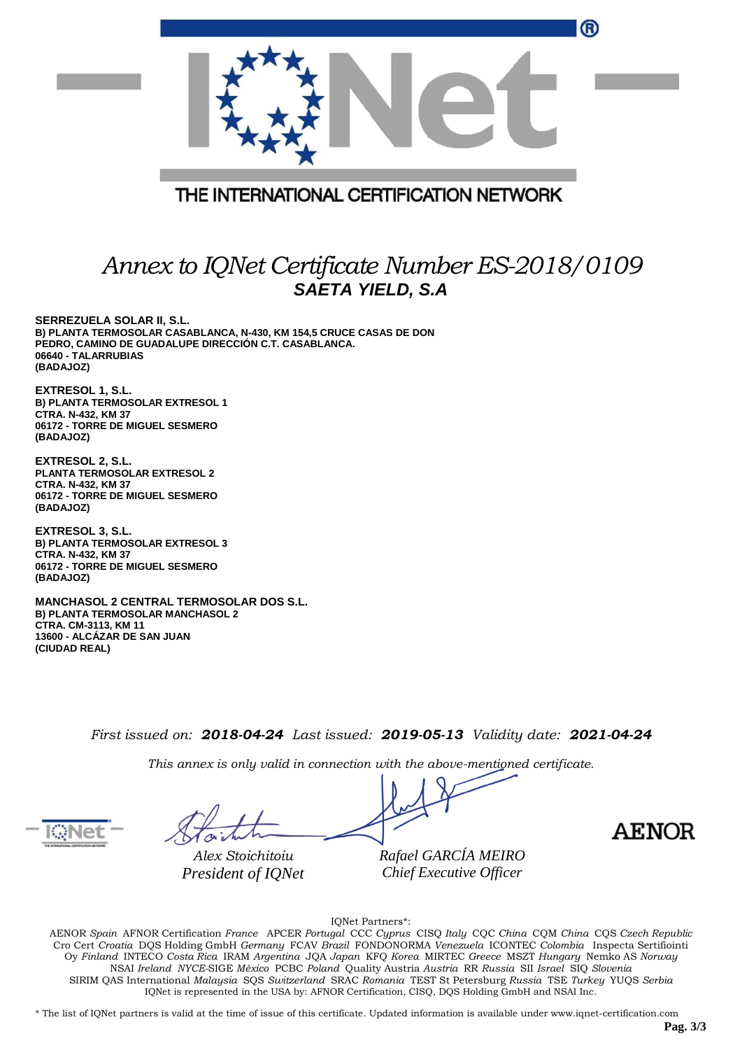THE INTERNATIONAL CERTIFICATION NETWORK

# *Annex to IQNet Certificate Number ES-2018/0109*

## *SAETA YIELD, S.A*

**SERREZUELA SOLAR II, S.L.**
**B) PLANTA TERMOSOLAR CASABLANCA, N-430, KM 154,5 CRUCE CASAS DE DON PEDRO, CAMINO DE GUADALUPE DIRECCIÓN C.T. CASABLANCA.**
**06640 - TALARRUBIAS**
**(BADAJOZ)**

**EXTRESOL 1, S.L.**
**B) PLANTA TERMOSOLAR EXTRESOL 1**
**CTRA. N-432, KM 37**
**06172 - TORRE DE MIGUEL SESMERO**
**(BADAJOZ)**

**EXTRESOL 2, S.L.**
**PLANTA TERMOSOLAR EXTRESOL 2**
**CTRA. N-432, KM 37**
**06172 - TORRE DE MIGUEL SESMERO**
**(BADAJOZ)**

**EXTRESOL 3, S.L.**
**B) PLANTA TERMOSOLAR EXTRESOL 3**
**CTRA. N-432, KM 37**
**06172 - TORRE DE MIGUEL SESMERO**
**(BADAJOZ)**

**MANCHASOL 2 CENTRAL TERMOSOLAR DOS S.L.**
**B) PLANTA TERMOSOLAR MANCHASOL 2**
**CTRA. CM-3113, KM 11**
**13600 - ALCÁZAR DE SAN JUAN**
**(CIUDAD REAL)**

*First issued on:* ***2018-04-24*** *Last issued:* ***2019-05-13*** *Validity date:* ***2021-04-24***

*This annex is only valid in connection with the above-mentioned certificate.*

*Alex Stoichitoiu*
*President of IQNet*

*Rafael GARCÍA MEIRO*
*Chief Executive Officer*

AENOR

IQNet Partners*:
AENOR *Spain* AFNOR Certification *France* APCER *Portugal* CCC *Cyprus* CISQ *Italy* CQC *China* CQM *China* CQS *Czech Republic* Cro Cert *Croatia* DQS Holding GmbH *Germany* FCAV *Brazil* FONDONORMA *Venezuela* ICONTEC *Colombia* Inspecta Sertifiointi Oy *Finland* INTECO *Costa Rica* IRAM *Argentina* JQA *Japan* KFQ *Korea* MIRTEC *Greece* MSZT *Hungary* Nemko AS *Norway* NSAI *Ireland* *NYCE*-SIGE *México* PCBC *Poland* Quality Austria *Austria* RR *Russia* SII *Israel* SIQ *Slovenia* SIRIM QAS International *Malaysia* SQS *Switzerland* SRAC *Romania* TEST St Petersburg *Russia* TSE *Turkey* YUQS *Serbia*
IQNet is represented in the USA by: AFNOR Certification, CISQ, DQS Holding GmbH and NSAI Inc.

\* The list of IQNet partners is valid at the time of issue of this certificate. Updated information is available under www.iqnet-certification.com